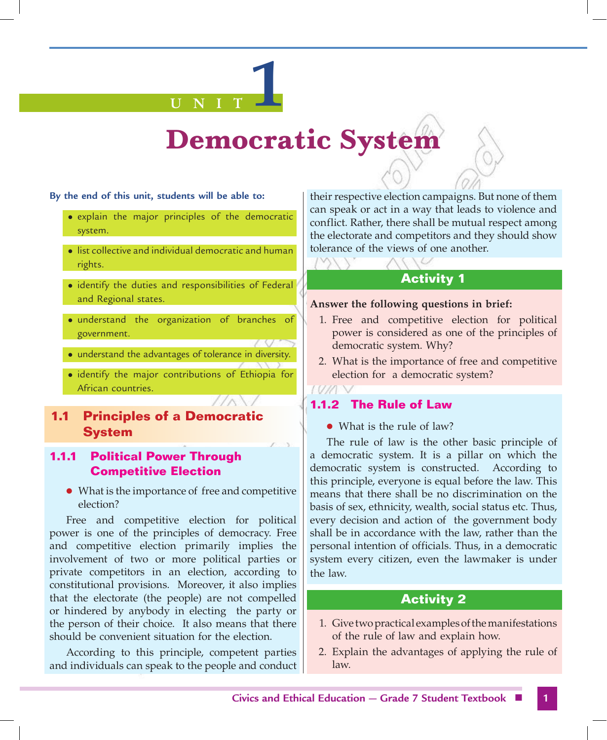# UNIT 1

# Democratic System

**By the end of this unit, students will be able to:**

- explain the major principles of the democratic system.
- list collective and individual democratic and human rights.
- identify the duties and responsibilities of Federal and Regional states.
- understand the organization of branches of government.
- understand the advantages of tolerance in diversity.
- identify the major contributions of Ethiopia for African countries.

## 1.1 Principles of a Democratic System

### 1.1.1 Political Power Through Competitive Election

- What is the importance of free and competitive election?

Free and competitive election for political power is one of the principles of democracy. Free and competitive election primarily implies the involvement of two or more political parties or private competitors in an election, according to constitutional provisions. Moreover, it also implies that the electorate (the people) are not compelled or hindered by anybody in electing the party or the person of their choice. It also means that there should be convenient situation for the election.

According to this principle, competent parties and individuals can speak to the people and conduct their respective election campaigns. But none of them can speak or act in a way that leads to violence and conflict. Rather, there shall be mutual respect among the electorate and competitors and they should show tolerance of the views of one another.

**Activity 1**

**Answer the following questions in brief:**

1. Free and competitive election for political power is considered as one of the principles of democratic system. Why?
2. What is the importance of free and competitive election for a democratic system?

### 1.1.2 The Rule of Law

- What is the rule of law?

The rule of law is the other basic principle of a democratic system. It is a pillar on which the democratic system is constructed. According to this principle, everyone is equal before the law. This means that there shall be no discrimination on the basis of sex, ethnicity, wealth, social status etc. Thus, every decision and action of the government body shall be in accordance with the law, rather than the personal intention of officials. Thus, in a democratic system every citizen, even the lawmaker is under the law.

**Activity 2**

1. Give two practical examples of the manifestations of the rule of law and explain how.
2. Explain the advantages of applying the rule of law.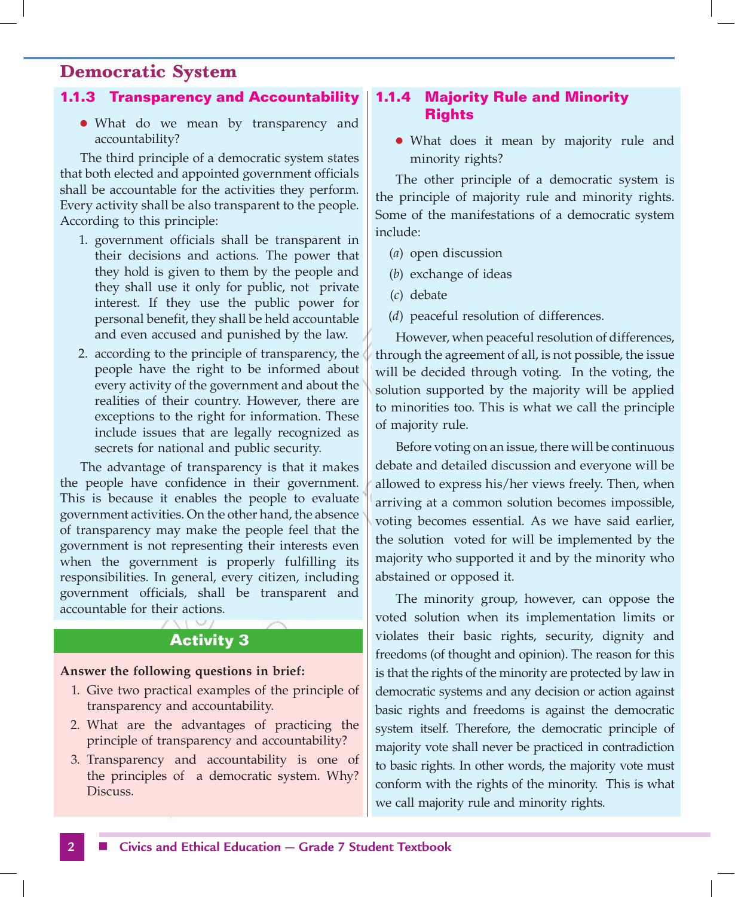## Democratic System

### 1.1.3 Transparency and Accountability

- What do we mean by transparency and accountability?

The third principle of a democratic system states that both elected and appointed government officials shall be accountable for the activities they perform. Every activity shall be also transparent to the people. According to this principle:

1. government officials shall be transparent in their decisions and actions. The power that they hold is given to them by the people and they shall use it only for public, not private interest. If they use the public power for personal benefit, they shall be held accountable and even accused and punished by the law.
2. according to the principle of transparency, the people have the right to be informed about every activity of the government and about the realities of their country. However, there are exceptions to the right for information. These include issues that are legally recognized as secrets for national and public security.

The advantage of transparency is that it makes the people have confidence in their government. This is because it enables the people to evaluate government activities. On the other hand, the absence of transparency may make the people feel that the government is not representing their interests even when the government is properly fulfilling its responsibilities. In general, every citizen, including government officials, shall be transparent and accountable for their actions.

**Activity 3**

**Answer the following questions in brief:**

1. Give two practical examples of the principle of transparency and accountability.
2. What are the advantages of practicing the principle of transparency and accountability?
3. Transparency and accountability is one of the principles of a democratic system. Why? Discuss.

### 1.1.4 Majority Rule and Minority Rights

- What does it mean by majority rule and minority rights?

The other principle of a democratic system is the principle of majority rule and minority rights. Some of the manifestations of a democratic system include:

(*a*) open discussion

(*b*) exchange of ideas

(*c*) debate

(*d*) peaceful resolution of differences.

However, when peaceful resolution of differences, through the agreement of all, is not possible, the issue will be decided through voting. In the voting, the solution supported by the majority will be applied to minorities too. This is what we call the principle of majority rule.

Before voting on an issue, there will be continuous debate and detailed discussion and everyone will be allowed to express his/her views freely. Then, when arriving at a common solution becomes impossible, voting becomes essential. As we have said earlier, the solution voted for will be implemented by the majority who supported it and by the minority who abstained or opposed it.

The minority group, however, can oppose the voted solution when its implementation limits or violates their basic rights, security, dignity and freedoms (of thought and opinion). The reason for this is that the rights of the minority are protected by law in democratic systems and any decision or action against basic rights and freedoms is against the democratic system itself. Therefore, the democratic principle of majority vote shall never be practiced in contradiction to basic rights. In other words, the majority vote must conform with the rights of the minority. This is what we call majority rule and minority rights.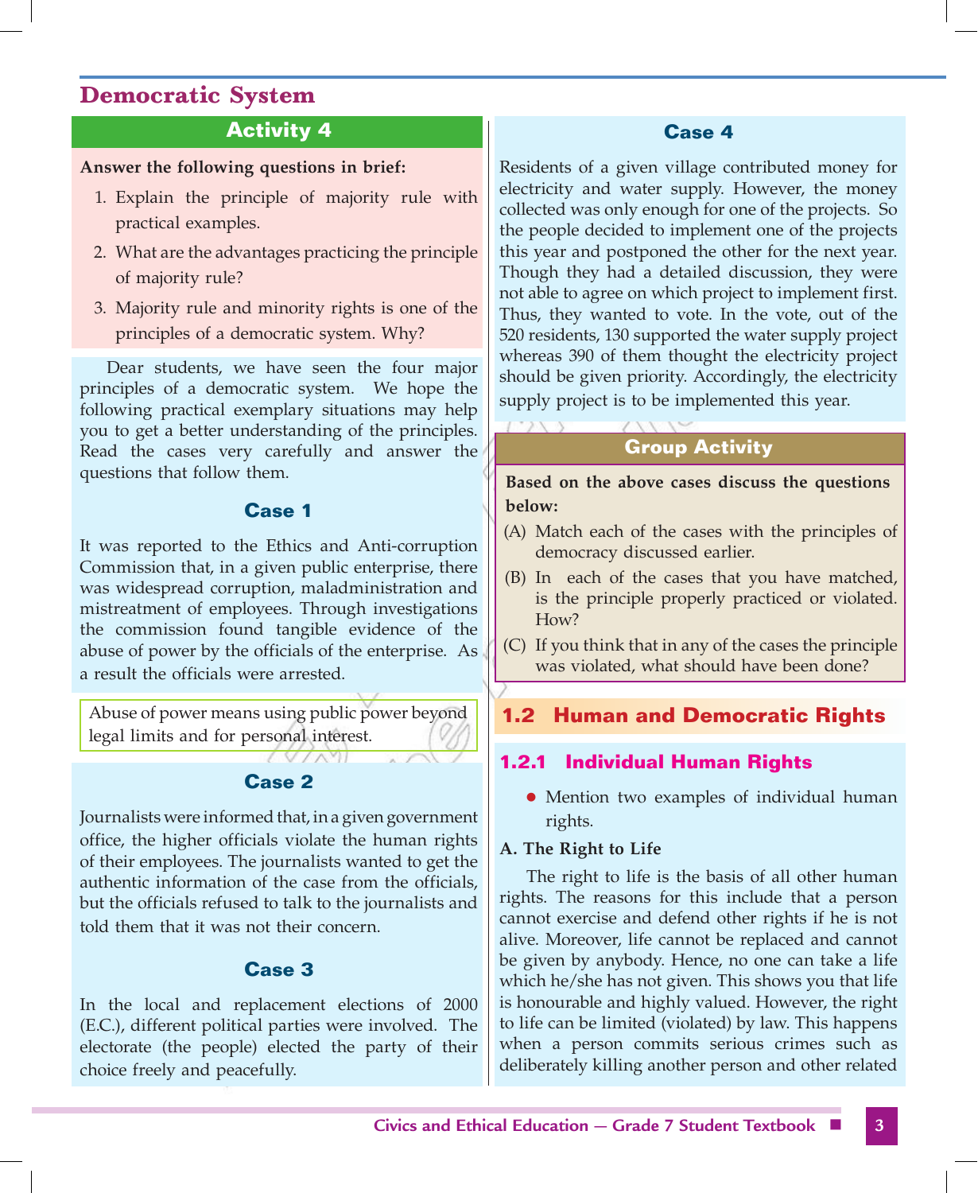## Democratic System

### Activity 4

**Answer the following questions in brief:**

1. Explain the principle of majority rule with practical examples.
2. What are the advantages practicing the principle of majority rule?
3. Majority rule and minority rights is one of the principles of a democratic system. Why?

Dear students, we have seen the four major principles of a democratic system. We hope the following practical exemplary situations may help you to get a better understanding of the principles. Read the cases very carefully and answer the questions that follow them.

### Case 1

It was reported to the Ethics and Anti-corruption Commission that, in a given public enterprise, there was widespread corruption, maladministration and mistreatment of employees. Through investigations the commission found tangible evidence of the abuse of power by the officials of the enterprise. As a result the officials were arrested.

> Abuse of power means using public power beyond legal limits and for personal interest.

### Case 2

Journalists were informed that, in a given government office, the higher officials violate the human rights of their employees. The journalists wanted to get the authentic information of the case from the officials, but the officials refused to talk to the journalists and told them that it was not their concern.

### Case 3

In the local and replacement elections of 2000 (E.C.), different political parties were involved. The electorate (the people) elected the party of their choice freely and peacefully.

### Case 4

Residents of a given village contributed money for electricity and water supply. However, the money collected was only enough for one of the projects. So the people decided to implement one of the projects this year and postponed the other for the next year. Though they had a detailed discussion, they were not able to agree on which project to implement first. Thus, they wanted to vote. In the vote, out of the 520 residents, 130 supported the water supply project whereas 390 of them thought the electricity project should be given priority. Accordingly, the electricity supply project is to be implemented this year.

### Group Activity

**Based on the above cases discuss the questions below:**

(A) Match each of the cases with the principles of democracy discussed earlier.

(B) In each of the cases that you have matched, is the principle properly practiced or violated. How?

(C) If you think that in any of the cases the principle was violated, what should have been done?

## 1.2 Human and Democratic Rights

### 1.2.1 Individual Human Rights

- Mention two examples of individual human rights.

**A. The Right to Life**

The right to life is the basis of all other human rights. The reasons for this include that a person cannot exercise and defend other rights if he is not alive. Moreover, life cannot be replaced and cannot be given by anybody. Hence, no one can take a life which he/she has not given. This shows you that life is honourable and highly valued. However, the right to life can be limited (violated) by law. This happens when a person commits serious crimes such as deliberately killing another person and other related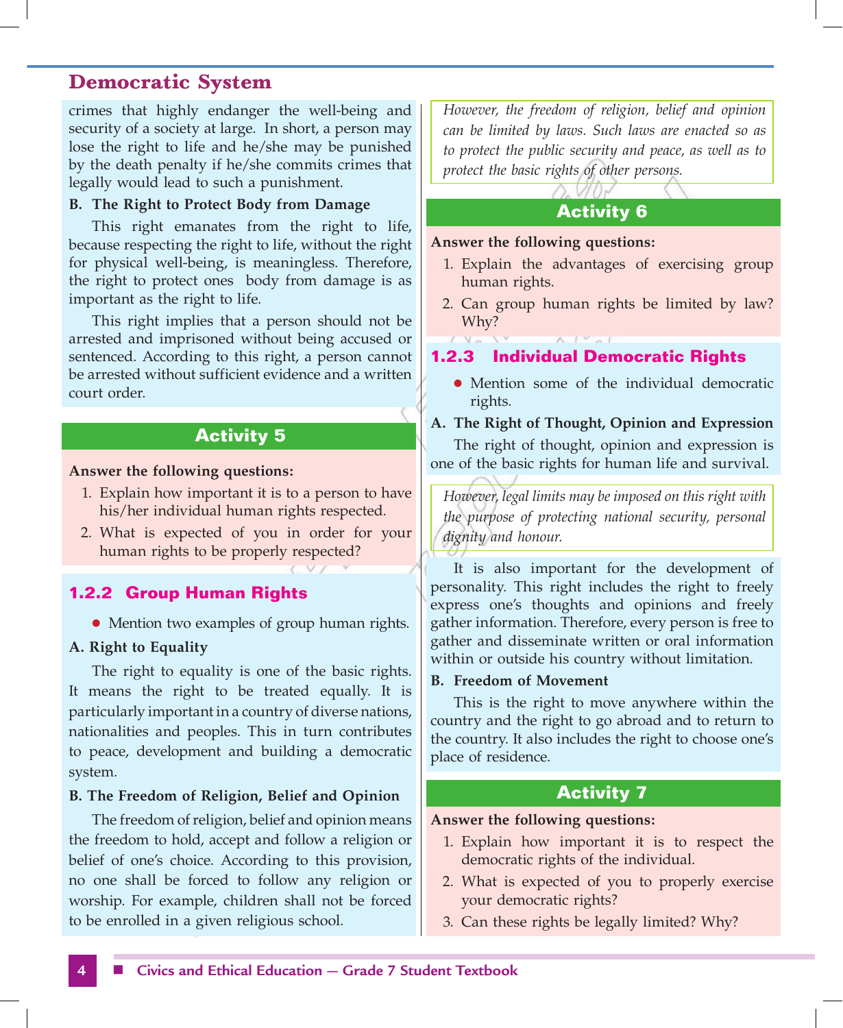crimes that highly endanger the well-being and security of a society at large. In short, a person may lose the right to life and he/she may be punished by the death penalty if he/she commits crimes that legally would lead to such a punishment.

**B. The Right to Protect Body from Damage**

This right emanates from the right to life, because respecting the right to life, without the right for physical well-being, is meaningless. Therefore, the right to protect ones body from damage is as important as the right to life.

This right implies that a person should not be arrested and imprisoned without being accused or sentenced. According to this right, a person cannot be arrested without sufficient evidence and a written court order.

## Activity 5

**Answer the following questions:**

1. Explain how important it is to a person to have his/her individual human rights respected.
2. What is expected of you in order for your human rights to be properly respected?

### 1.2.2 Group Human Rights

- Mention two examples of group human rights.

**A. Right to Equality**

The right to equality is one of the basic rights. It means the right to be treated equally. It is particularly important in a country of diverse nations, nationalities and peoples. This in turn contributes to peace, development and building a democratic system.

**B. The Freedom of Religion, Belief and Opinion**

The freedom of religion, belief and opinion means the freedom to hold, accept and follow a religion or belief of one's choice. According to this provision, no one shall be forced to follow any religion or worship. For example, children shall not be forced to be enrolled in a given religious school.

*However, the freedom of religion, belief and opinion can be limited by laws. Such laws are enacted so as to protect the public security and peace, as well as to protect the basic rights of other persons.*

## Activity 6

**Answer the following questions:**

1. Explain the advantages of exercising group human rights.
2. Can group human rights be limited by law? Why?

### 1.2.3 Individual Democratic Rights

- Mention some of the individual democratic rights.

**A. The Right of Thought, Opinion and Expression**

The right of thought, opinion and expression is one of the basic rights for human life and survival.

*However, legal limits may be imposed on this right with the purpose of protecting national security, personal dignity and honour.*

It is also important for the development of personality. This right includes the right to freely express one's thoughts and opinions and freely gather information. Therefore, every person is free to gather and disseminate written or oral information within or outside his country without limitation.

**B. Freedom of Movement**

This is the right to move anywhere within the country and the right to go abroad and to return to the country. It also includes the right to choose one's place of residence.

## Activity 7

**Answer the following questions:**

1. Explain how important it is to respect the democratic rights of the individual.
2. What is expected of you to properly exercise your democratic rights?
3. Can these rights be legally limited? Why?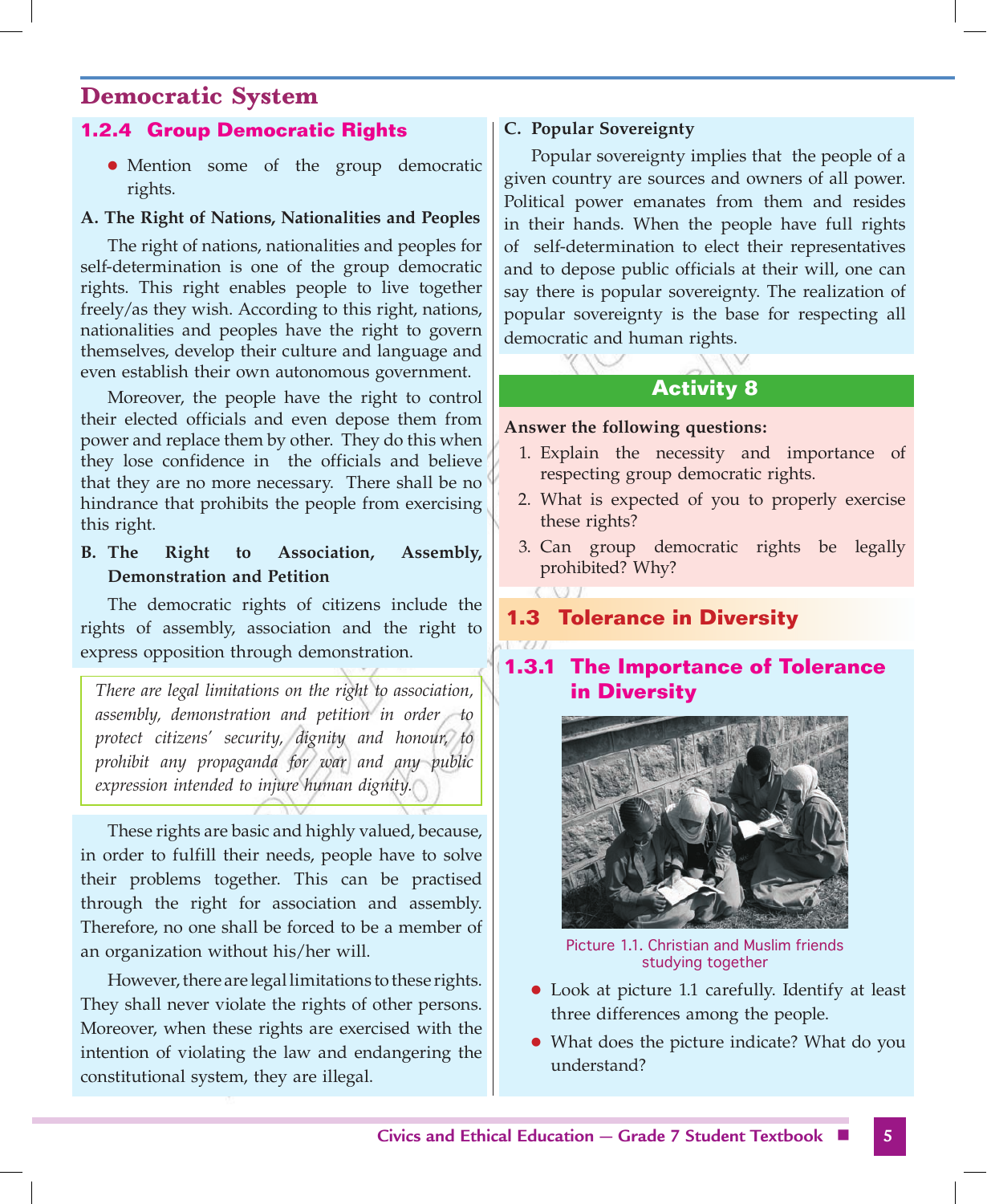## Democratic System

### 1.2.4 Group Democratic Rights

- Mention some of the group democratic rights.

**A. The Right of Nations, Nationalities and Peoples**

The right of nations, nationalities and peoples for self-determination is one of the group democratic rights. This right enables people to live together freely/as they wish. According to this right, nations, nationalities and peoples have the right to govern themselves, develop their culture and language and even establish their own autonomous government.

Moreover, the people have the right to control their elected officials and even depose them from power and replace them by other. They do this when they lose confidence in the officials and believe that they are no more necessary. There shall be no hindrance that prohibits the people from exercising this right.

**B. The Right to Association, Assembly, Demonstration and Petition**

The democratic rights of citizens include the rights of assembly, association and the right to express opposition through demonstration.

*There are legal limitations on the right to association, assembly, demonstration and petition in order to protect citizens' security, dignity and honour, to prohibit any propaganda for war and any public expression intended to injure human dignity.*

These rights are basic and highly valued, because, in order to fulfill their needs, people have to solve their problems together. This can be practised through the right for association and assembly. Therefore, no one shall be forced to be a member of an organization without his/her will.

However, there are legal limitations to these rights. They shall never violate the rights of other persons. Moreover, when these rights are exercised with the intention of violating the law and endangering the constitutional system, they are illegal.

**C. Popular Sovereignty**

Popular sovereignty implies that the people of a given country are sources and owners of all power. Political power emanates from them and resides in their hands. When the people have full rights of self-determination to elect their representatives and to depose public officials at their will, one can say there is popular sovereignty. The realization of popular sovereignty is the base for respecting all democratic and human rights.

**Activity 8**

**Answer the following questions:**

1. Explain the necessity and importance of respecting group democratic rights.
2. What is expected of you to properly exercise these rights?
3. Can group democratic rights be legally prohibited? Why?

## 1.3 Tolerance in Diversity

### 1.3.1 The Importance of Tolerance in Diversity

Picture 1.1. Christian and Muslim friends studying together

- Look at picture 1.1 carefully. Identify at least three differences among the people.
- What does the picture indicate? What do you understand?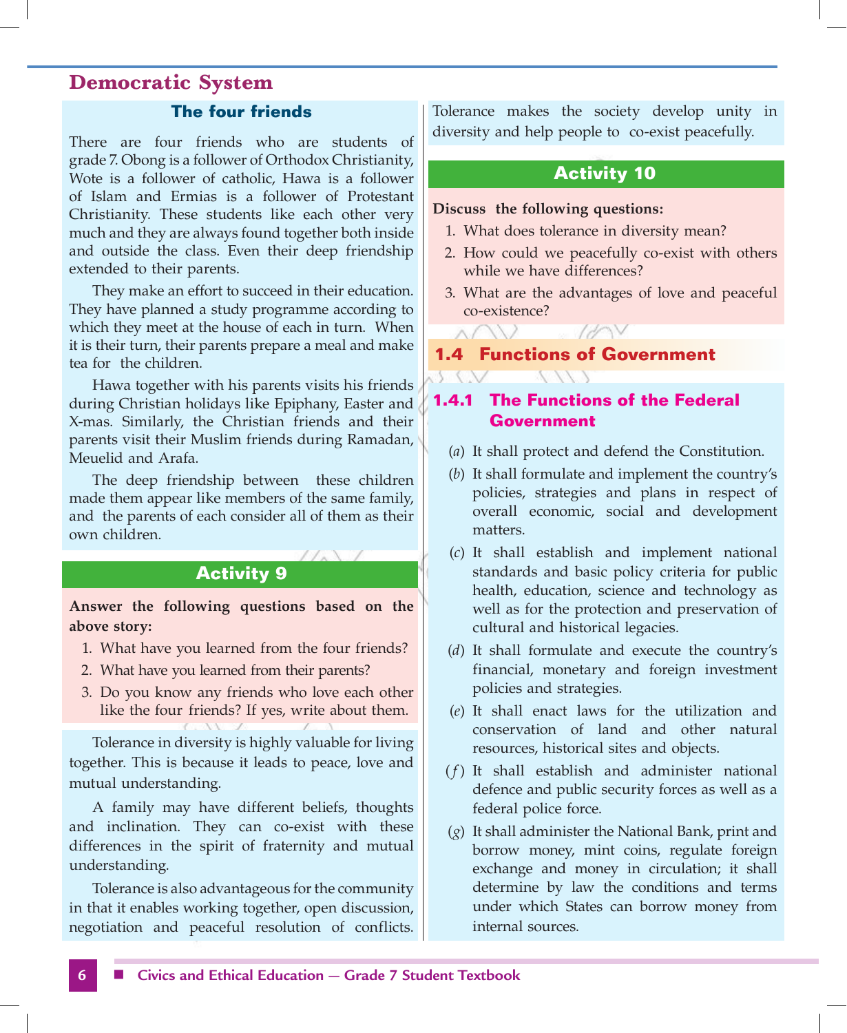### The four friends

There are four friends who are students of grade 7. Obong is a follower of Orthodox Christianity, Wote is a follower of catholic, Hawa is a follower of Islam and Ermias is a follower of Protestant Christianity. These students like each other very much and they are always found together both inside and outside the class. Even their deep friendship extended to their parents.

They make an effort to succeed in their education. They have planned a study programme according to which they meet at the house of each in turn. When it is their turn, their parents prepare a meal and make tea for the children.

Hawa together with his parents visits his friends during Christian holidays like Epiphany, Easter and X-mas. Similarly, the Christian friends and their parents visit their Muslim friends during Ramadan, Meuelid and Arafa.

The deep friendship between these children made them appear like members of the same family, and the parents of each consider all of them as their own children.

### Activity 9

**Answer the following questions based on the above story:**

1. What have you learned from the four friends?
2. What have you learned from their parents?
3. Do you know any friends who love each other like the four friends? If yes, write about them.

Tolerance in diversity is highly valuable for living together. This is because it leads to peace, love and mutual understanding.

A family may have different beliefs, thoughts and inclination. They can co-exist with these differences in the spirit of fraternity and mutual understanding.

Tolerance is also advantageous for the community in that it enables working together, open discussion, negotiation and peaceful resolution of conflicts. Tolerance makes the society develop unity in diversity and help people to co-exist peacefully.

### Activity 10

**Discuss the following questions:**

1. What does tolerance in diversity mean?
2. How could we peacefully co-exist with others while we have differences?
3. What are the advantages of love and peaceful co-existence?

## 1.4 Functions of Government

### 1.4.1 The Functions of the Federal Government

(*a*) It shall protect and defend the Constitution.

(*b*) It shall formulate and implement the country's policies, strategies and plans in respect of overall economic, social and development matters.

(*c*) It shall establish and implement national standards and basic policy criteria for public health, education, science and technology as well as for the protection and preservation of cultural and historical legacies.

(*d*) It shall formulate and execute the country's financial, monetary and foreign investment policies and strategies.

(*e*) It shall enact laws for the utilization and conservation of land and other natural resources, historical sites and objects.

(*f*) It shall establish and administer national defence and public security forces as well as a federal police force.

(*g*) It shall administer the National Bank, print and borrow money, mint coins, regulate foreign exchange and money in circulation; it shall determine by law the conditions and terms under which States can borrow money from internal sources.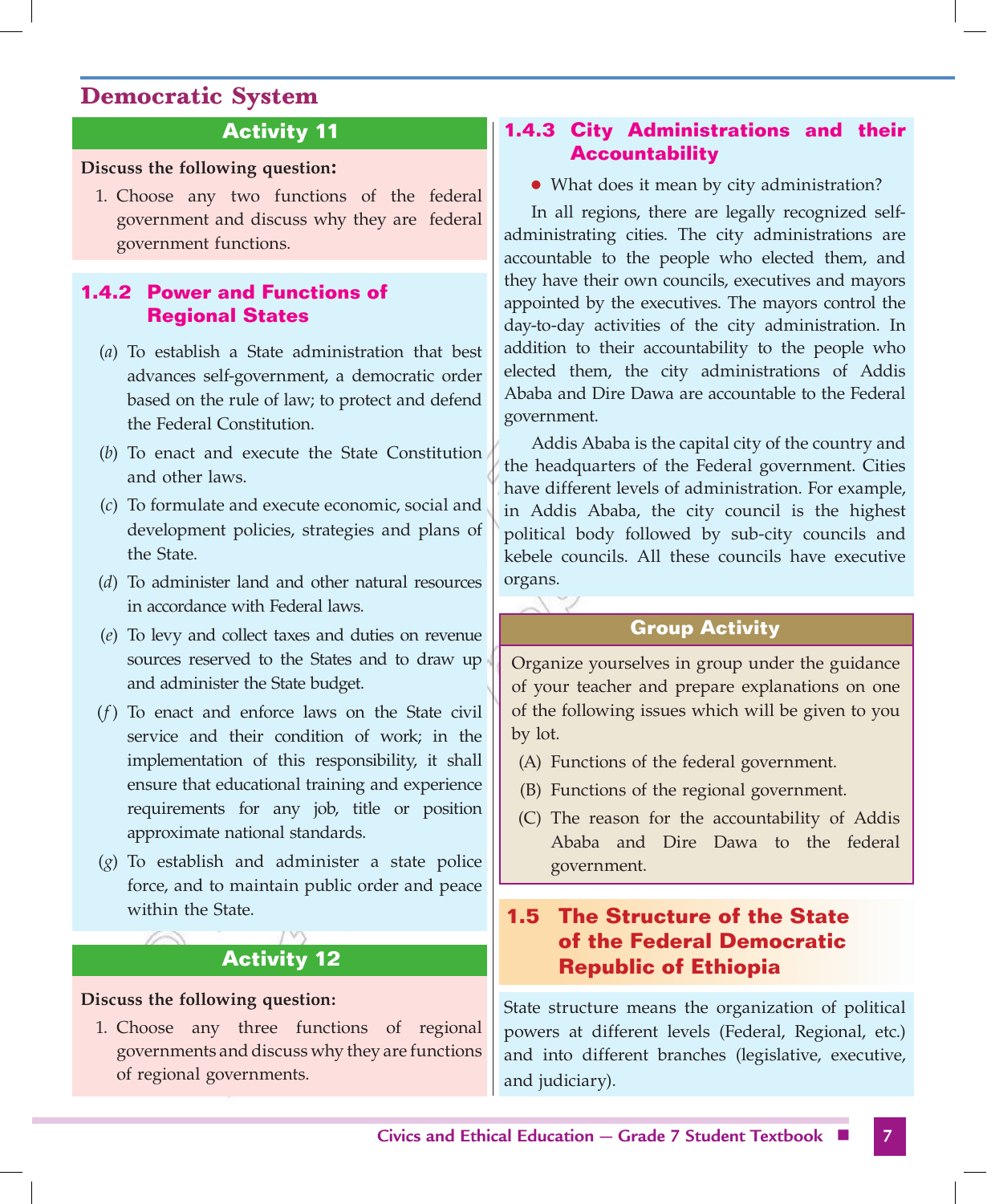## Democratic System

### Activity 11

**Discuss the following question:**

1. Choose any two functions of the federal government and discuss why they are federal government functions.

### 1.4.2 Power and Functions of Regional States

(*a*) To establish a State administration that best advances self-government, a democratic order based on the rule of law; to protect and defend the Federal Constitution.

(*b*) To enact and execute the State Constitution and other laws.

(*c*) To formulate and execute economic, social and development policies, strategies and plans of the State.

(*d*) To administer land and other natural resources in accordance with Federal laws.

(*e*) To levy and collect taxes and duties on revenue sources reserved to the States and to draw up and administer the State budget.

(*f*) To enact and enforce laws on the State civil service and their condition of work; in the implementation of this responsibility, it shall ensure that educational training and experience requirements for any job, title or position approximate national standards.

(*g*) To establish and administer a state police force, and to maintain public order and peace within the State.

### Activity 12

**Discuss the following question:**

1. Choose any three functions of regional governments and discuss why they are functions of regional governments.

### 1.4.3 City Administrations and their Accountability

- What does it mean by city administration?

In all regions, there are legally recognized self-administrating cities. The city administrations are accountable to the people who elected them, and they have their own councils, executives and mayors appointed by the executives. The mayors control the day-to-day activities of the city administration. In addition to their accountability to the people who elected them, the city administrations of Addis Ababa and Dire Dawa are accountable to the Federal government.

Addis Ababa is the capital city of the country and the headquarters of the Federal government. Cities have different levels of administration. For example, in Addis Ababa, the city council is the highest political body followed by sub-city councils and kebele councils. All these councils have executive organs.

### Group Activity

Organize yourselves in group under the guidance of your teacher and prepare explanations on one of the following issues which will be given to you by lot.

(A) Functions of the federal government.

(B) Functions of the regional government.

(C) The reason for the accountability of Addis Ababa and Dire Dawa to the federal government.

## 1.5 The Structure of the State of the Federal Democratic Republic of Ethiopia

State structure means the organization of political powers at different levels (Federal, Regional, etc.) and into different branches (legislative, executive, and judiciary).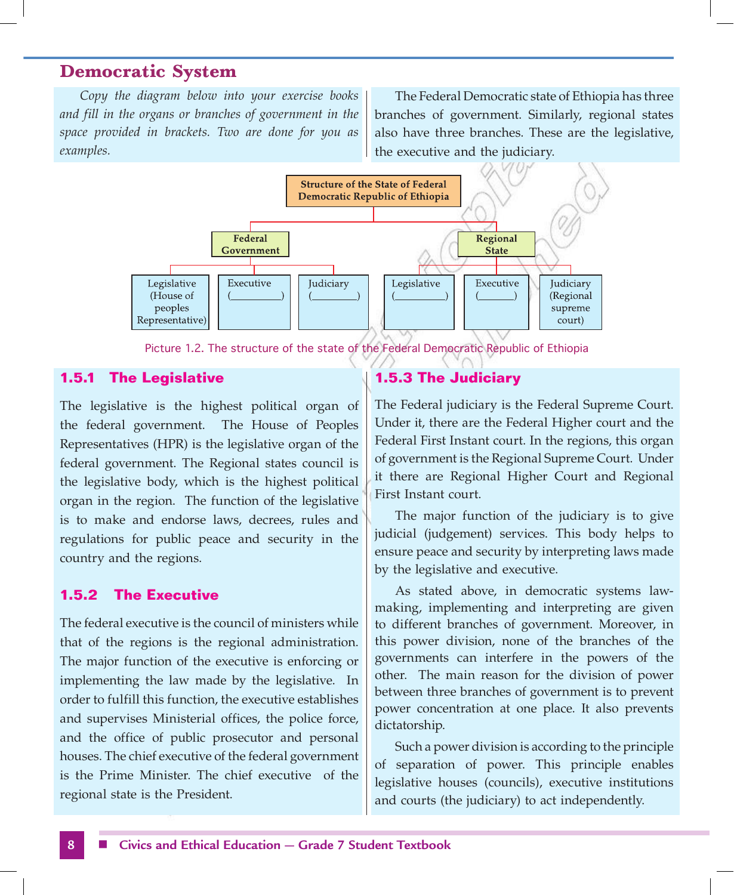## Democratic System

*Copy the diagram below into your exercise books and fill in the organs or branches of government in the space provided in brackets. Two are done for you as examples.*

The Federal Democratic state of Ethiopia has three branches of government. Similarly, regional states also have three branches. These are the legislative, the executive and the judiciary.

**Structure of the State of Federal Democratic Republic of Ethiopia**

- **Federal Government**
  - Legislative (House of peoples Representative)
  - Executive (__________)
  - Judiciary (_________)
- **Regional State**
  - Legislative (__________)
  - Executive (_______)
  - Judiciary (Regional supreme court)

Picture 1.2. The structure of the state of the Federal Democratic Republic of Ethiopia

### 1.5.1 The Legislative

The legislative is the highest political organ of the federal government. The House of Peoples Representatives (HPR) is the legislative organ of the federal government. The Regional states council is the legislative body, which is the highest political organ in the region. The function of the legislative is to make and endorse laws, decrees, rules and regulations for public peace and security in the country and the regions.

### 1.5.2 The Executive

The federal executive is the council of ministers while that of the regions is the regional administration. The major function of the executive is enforcing or implementing the law made by the legislative. In order to fulfill this function, the executive establishes and supervises Ministerial offices, the police force, and the office of public prosecutor and personal houses. The chief executive of the federal government is the Prime Minister. The chief executive of the regional state is the President.

### 1.5.3 The Judiciary

The Federal judiciary is the Federal Supreme Court. Under it, there are the Federal Higher court and the Federal First Instant court. In the regions, this organ of government is the Regional Supreme Court. Under it there are Regional Higher Court and Regional First Instant court.

The major function of the judiciary is to give judicial (judgement) services. This body helps to ensure peace and security by interpreting laws made by the legislative and executive.

As stated above, in democratic systems law-making, implementing and interpreting are given to different branches of government. Moreover, in this power division, none of the branches of the governments can interfere in the powers of the other. The main reason for the division of power between three branches of government is to prevent power concentration at one place. It also prevents dictatorship.

Such a power division is according to the principle of separation of power. This principle enables legislative houses (councils), executive institutions and courts (the judiciary) to act independently.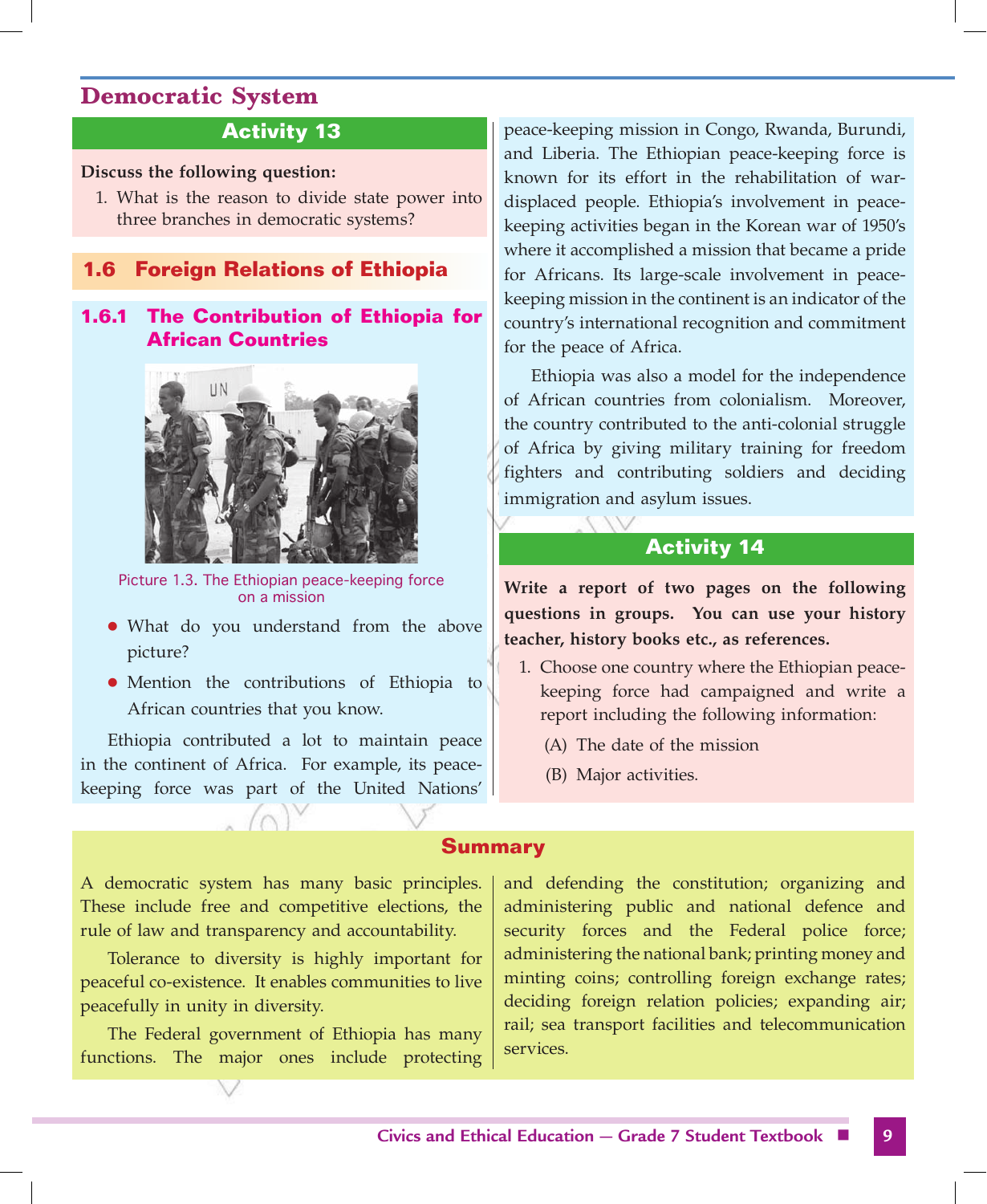## Democratic System

### Activity 13

**Discuss the following question:**

1. What is the reason to divide state power into three branches in democratic systems?

## 1.6 Foreign Relations of Ethiopia

### 1.6.1 The Contribution of Ethiopia for African Countries

Picture 1.3. The Ethiopian peace-keeping force on a mission

- What do you understand from the above picture?
- Mention the contributions of Ethiopia to African countries that you know.

Ethiopia contributed a lot to maintain peace in the continent of Africa. For example, its peace-keeping force was part of the United Nations' peace-keeping mission in Congo, Rwanda, Burundi, and Liberia. The Ethiopian peace-keeping force is known for its effort in the rehabilitation of war-displaced people. Ethiopia's involvement in peace-keeping activities began in the Korean war of 1950's where it accomplished a mission that became a pride for Africans. Its large-scale involvement in peace-keeping mission in the continent is an indicator of the country's international recognition and commitment for the peace of Africa.

Ethiopia was also a model for the independence of African countries from colonialism. Moreover, the country contributed to the anti-colonial struggle of Africa by giving military training for freedom fighters and contributing soldiers and deciding immigration and asylum issues.

### Activity 14

**Write a report of two pages on the following questions in groups. You can use your history teacher, history books etc., as references.**

1. Choose one country where the Ethiopian peace-keeping force had campaigned and write a report including the following information:

   (A) The date of the mission

   (B) Major activities.

### Summary

A democratic system has many basic principles. These include free and competitive elections, the rule of law and transparency and accountability.

Tolerance to diversity is highly important for peaceful co-existence. It enables communities to live peacefully in unity in diversity.

The Federal government of Ethiopia has many functions. The major ones include protecting and defending the constitution; organizing and administering public and national defence and security forces and the Federal police force; administering the national bank; printing money and minting coins; controlling foreign exchange rates; deciding foreign relation policies; expanding air; rail; sea transport facilities and telecommunication services.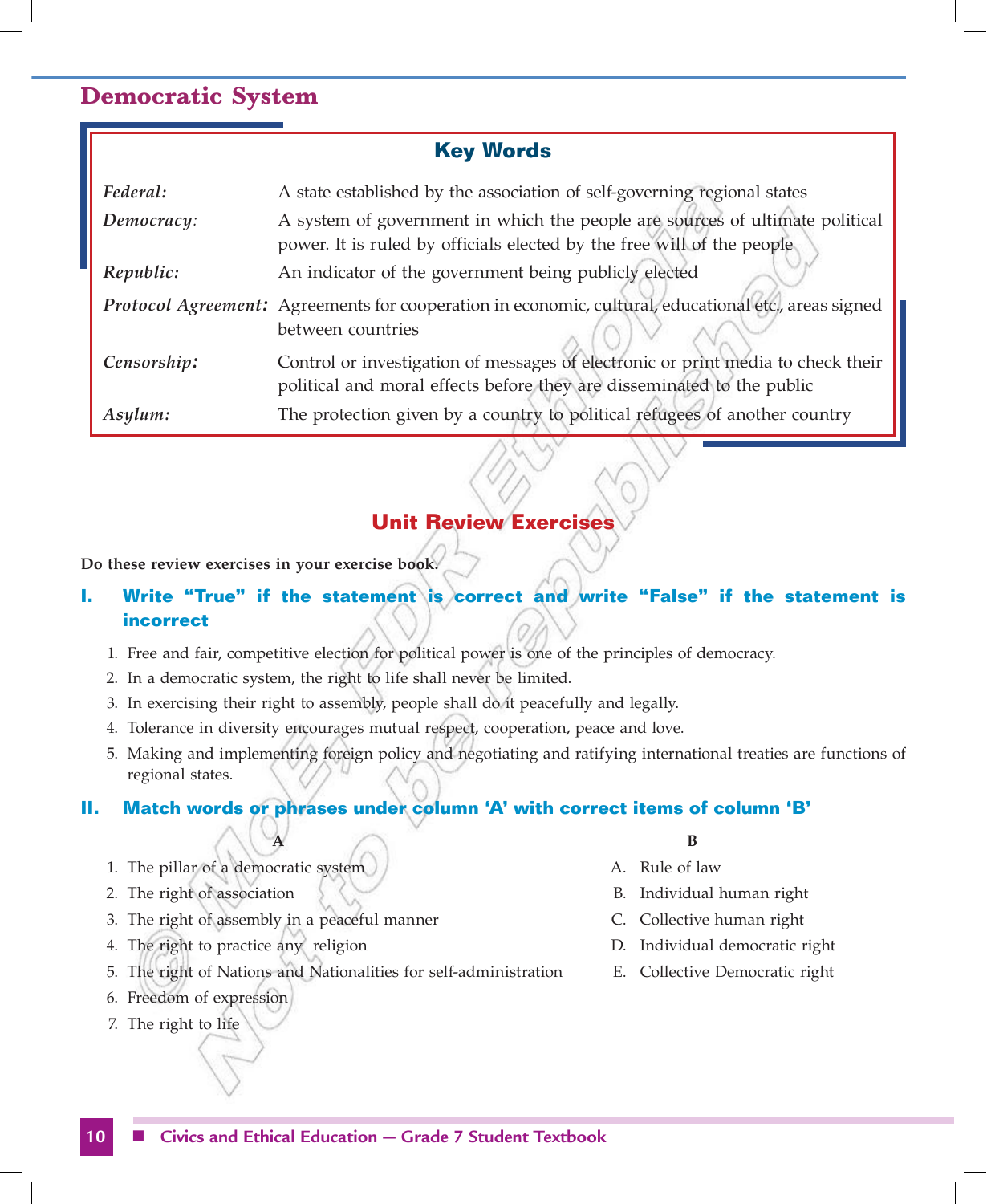## Democratic System

### Key Words

| | |
|---|---|
| *Federal:* | A state established by the association of self-governing regional states |
| *Democracy:* | A system of government in which the people are sources of ultimate political power. It is ruled by officials elected by the free will of the people |
| *Republic:* | An indicator of the government being publicly elected |
| *Protocol Agreement:* | Agreements for cooperation in economic, cultural, educational etc., areas signed between countries |
| *Censorship:* | Control or investigation of messages of electronic or print media to check their political and moral effects before they are disseminated to the public |
| *Asylum:* | The protection given by a country to political refugees of another country |

## Unit Review Exercises

**Do these review exercises in your exercise book.**

### I. Write "True" if the statement is correct and write "False" if the statement is incorrect

1. Free and fair, competitive election for political power is one of the principles of democracy.
2. In a democratic system, the right to life shall never be limited.
3. In exercising their right to assembly, people shall do it peacefully and legally.
4. Tolerance in diversity encourages mutual respect, cooperation, peace and love.
5. Making and implementing foreign policy and negotiating and ratifying international treaties are functions of regional states.

### II. Match words or phrases under column 'A' with correct items of column 'B'

| A | B |
|---|---|
| 1. The pillar of a democratic system | A. Rule of law |
| 2. The right of association | B. Individual human right |
| 3. The right of assembly in a peaceful manner | C. Collective human right |
| 4. The right to practice any religion | D. Individual democratic right |
| 5. The right of Nations and Nationalities for self-administration | E. Collective Democratic right |
| 6. Freedom of expression | |
| 7. The right to life | |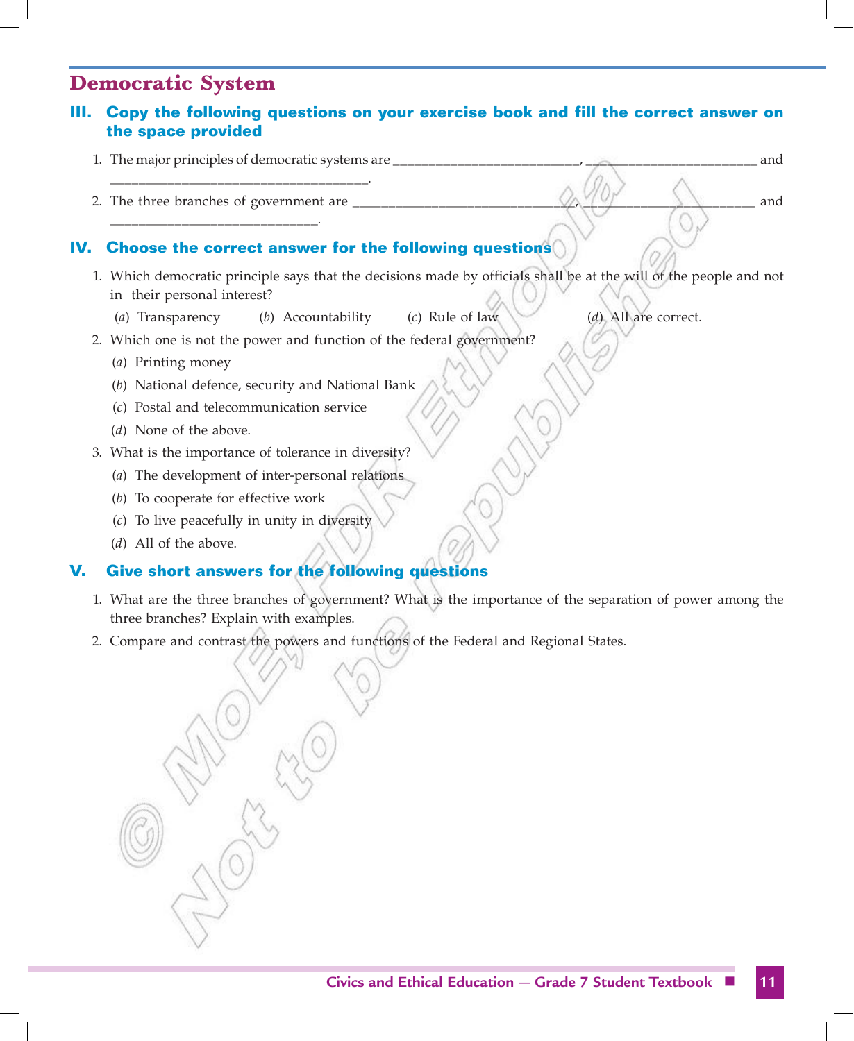## Democratic System

### III. Copy the following questions on your exercise book and fill the correct answer on the space provided

1. The major principles of democratic systems are \_\_\_\_\_\_\_\_\_\_\_\_\_\_\_\_\_\_\_\_\_\_\_\_\_\_, \_\_\_\_\_\_\_\_\_\_\_\_\_\_\_\_\_\_\_\_\_\_\_\_\_\_ and \_\_\_\_\_\_\_\_\_\_\_\_\_\_\_\_\_\_\_\_\_\_\_\_\_\_\_\_\_\_\_\_\_\_\_\_.
2. The three branches of government are \_\_\_\_\_\_\_\_\_\_\_\_\_\_\_\_\_\_\_\_\_\_\_\_\_\_\_\_\_\_\_\_, \_\_\_\_\_\_\_\_\_\_\_\_\_\_\_\_\_\_\_\_\_\_\_\_\_\_ and \_\_\_\_\_\_\_\_\_\_\_\_\_\_\_\_\_\_\_\_\_\_\_\_\_\_\_\_\_\_.

### IV. Choose the correct answer for the following questions

1. Which democratic principle says that the decisions made by officials shall be at the will of the people and not in their personal interest?

   (*a*) Transparency (*b*) Accountability (*c*) Rule of law (*d*) All are correct.

2. Which one is not the power and function of the federal government?

   (*a*) Printing money

   (*b*) National defence, security and National Bank

   (*c*) Postal and telecommunication service

   (*d*) None of the above.

3. What is the importance of tolerance in diversity?

   (*a*) The development of inter-personal relations

   (*b*) To cooperate for effective work

   (*c*) To live peacefully in unity in diversity

   (*d*) All of the above.

### V. Give short answers for the following questions

1. What are the three branches of government? What is the importance of the separation of power among the three branches? Explain with examples.
2. Compare and contrast the powers and functions of the Federal and Regional States.